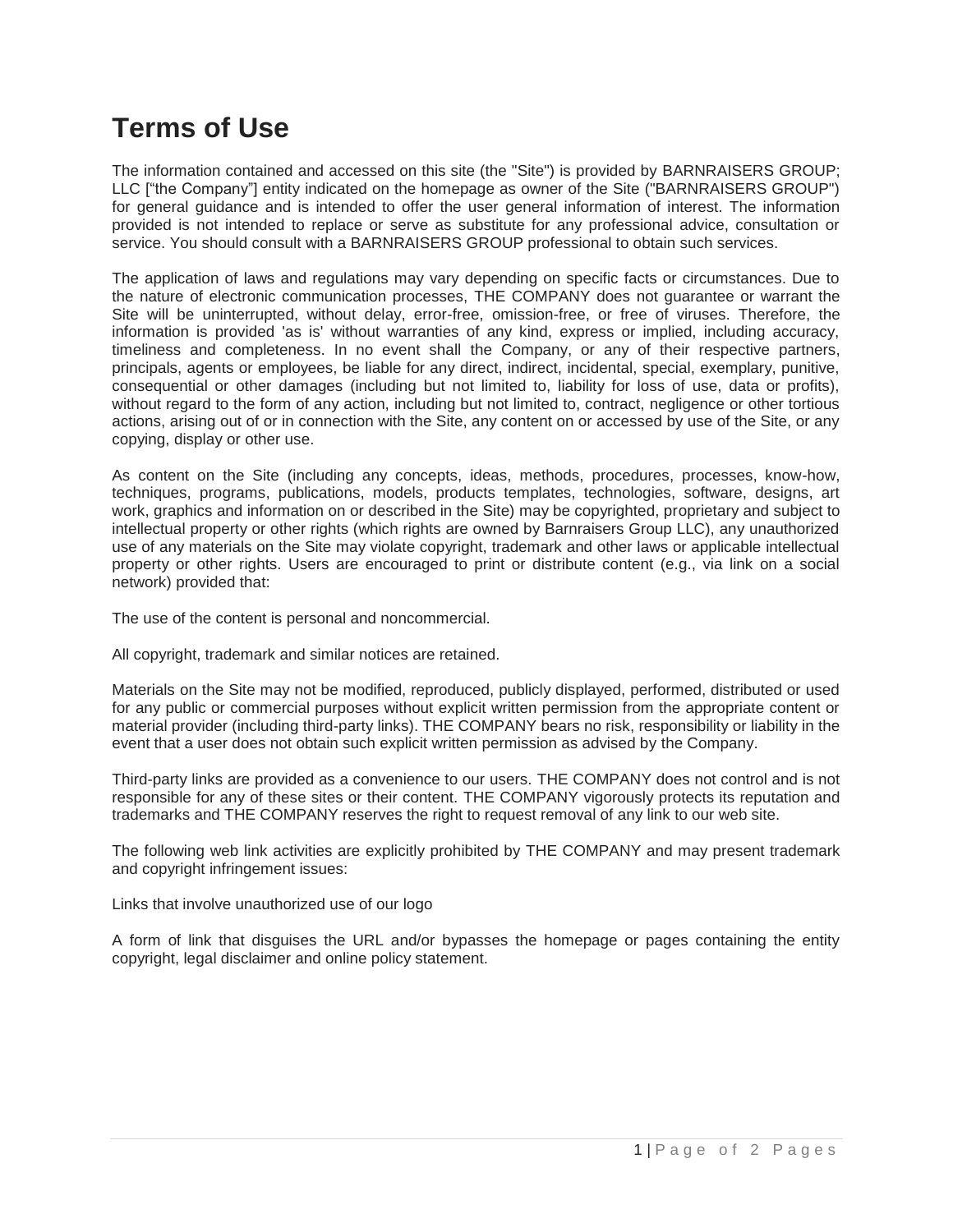# Terms of Use

The information contained and accessed on this site (the "Site") is provided by BARNRAISERS GROUP; LLC ["the Company"] entity indicated on the homepage as owner of the Site ("BARNRAISERS GROUP") for general guidance and is intended to offer the user general information of interest. The information provided is not intended to replace or serve as substitute for any professional advice, consultation or service. You should consult with a BARNRAISERS GROUP professional to obtain such services.

The application of laws and regulations may vary depending on specific facts or circumstances. Due to the nature of electronic communication processes, THE COMPANY does not guarantee or warrant the Site will be uninterrupted, without delay, error-free, omission-free, or free of viruses. Therefore, the information is provided 'as is' without warranties of any kind, express or implied, including accuracy, timeliness and completeness. In no event shall the Company, or any of their respective partners, principals, agents or employees, be liable for any direct, indirect, incidental, special, exemplary, punitive, consequential or other damages (including but not limited to, liability for loss of use, data or profits), without regard to the form of any action, including but not limited to, contract, negligence or other tortious actions, arising out of or in connection with the Site, any content on or accessed by use of the Site, or any copying, display or other use.

As content on the Site (including any concepts, ideas, methods, procedures, processes, know-how, techniques, programs, publications, models, products templates, technologies, software, designs, art work, graphics and information on or described in the Site) may be copyrighted, proprietary and subject to intellectual property or other rights (which rights are owned by Barnraisers Group LLC), any unauthorized use of any materials on the Site may violate copyright, trademark and other laws or applicable intellectual property or other rights. Users are encouraged to print or distribute content (e.g., via link on a social network) provided that:

The use of the content is personal and noncommercial.

All copyright, trademark and similar notices are retained.

Materials on the Site may not be modified, reproduced, publicly displayed, performed, distributed or used for any public or commercial purposes without explicit written permission from the appropriate content or material provider (including third-party links). THE COMPANY bears no risk, responsibility or liability in the event that a user does not obtain such explicit written permission as advised by the Company.

Third-party links are provided as a convenience to our users. THE COMPANY does not control and is not responsible for any of these sites or their content. THE COMPANY vigorously protects its reputation and trademarks and THE COMPANY reserves the right to request removal of any link to our web site.

The following web link activities are explicitly prohibited by THE COMPANY and may present trademark and copyright infringement issues:

Links that involve unauthorized use of our logo

A form of link that disguises the URL and/or bypasses the homepage or pages containing the entity copyright, legal disclaimer and online policy statement.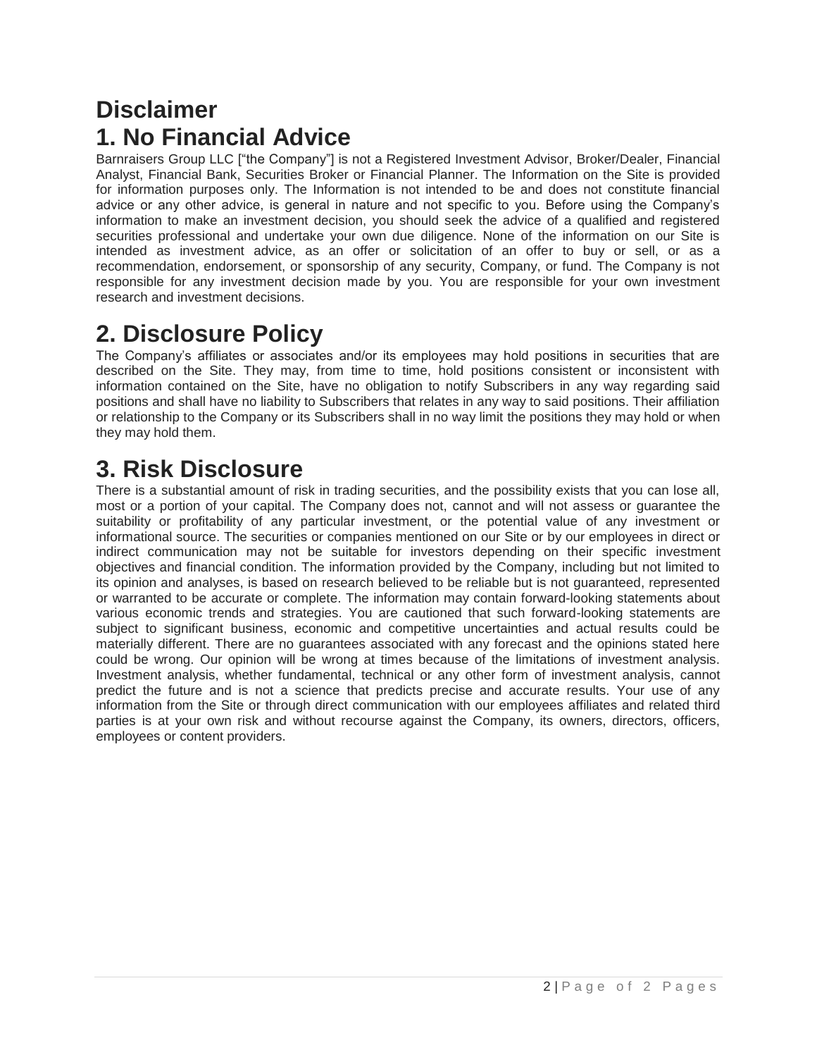# Disclaimer

## 1. No Financial Advice

Barnraisers Group LLC ["the Company"] is not a Registered Investment Advisor, Broker/Dealer, Financial Analyst, Financial Bank, Securities Broker or Financial Planner. The Information on the Site is provided for information purposes only. The Information is not intended to be and does not constitute financial advice or any other advice, is general in nature and not specific to you. Before using the Company's information to make an investment decision, you should seek the advice of a qualified and registered securities professional and undertake your own due diligence. None of the information on our Site is intended as investment advice, as an offer or solicitation of an offer to buy or sell, or as a recommendation, endorsement, or sponsorship of any security, Company, or fund. The Company is not responsible for any investment decision made by you. You are responsible for your own investment research and investment decisions.

## 2. Disclosure Policy

The Company's affiliates or associates and/or its employees may hold positions in securities that are described on the Site. They may, from time to time, hold positions consistent or inconsistent with information contained on the Site, have no obligation to notify Subscribers in any way regarding said positions and shall have no liability to Subscribers that relates in any way to said positions. Their affiliation or relationship to the Company or its Subscribers shall in no way limit the positions they may hold or when they may hold them.

## 3. Risk Disclosure

There is a substantial amount of risk in trading securities, and the possibility exists that you can lose all, most or a portion of your capital. The Company does not, cannot and will not assess or guarantee the suitability or profitability of any particular investment, or the potential value of any investment or informational source. The securities or companies mentioned on our Site or by our employees in direct or indirect communication may not be suitable for investors depending on their specific investment objectives and financial condition. The information provided by the Company, including but not limited to its opinion and analyses, is based on research believed to be reliable but is not guaranteed, represented or warranted to be accurate or complete. The information may contain forward-looking statements about various economic trends and strategies. You are cautioned that such forward-looking statements are subject to significant business, economic and competitive uncertainties and actual results could be materially different. There are no guarantees associated with any forecast and the opinions stated here could be wrong. Our opinion will be wrong at times because of the limitations of investment analysis. Investment analysis, whether fundamental, technical or any other form of investment analysis, cannot predict the future and is not a science that predicts precise and accurate results. Your use of any information from the Site or through direct communication with our employees affiliates and related third parties is at your own risk and without recourse against the Company, its owners, directors, officers, employees or content providers.